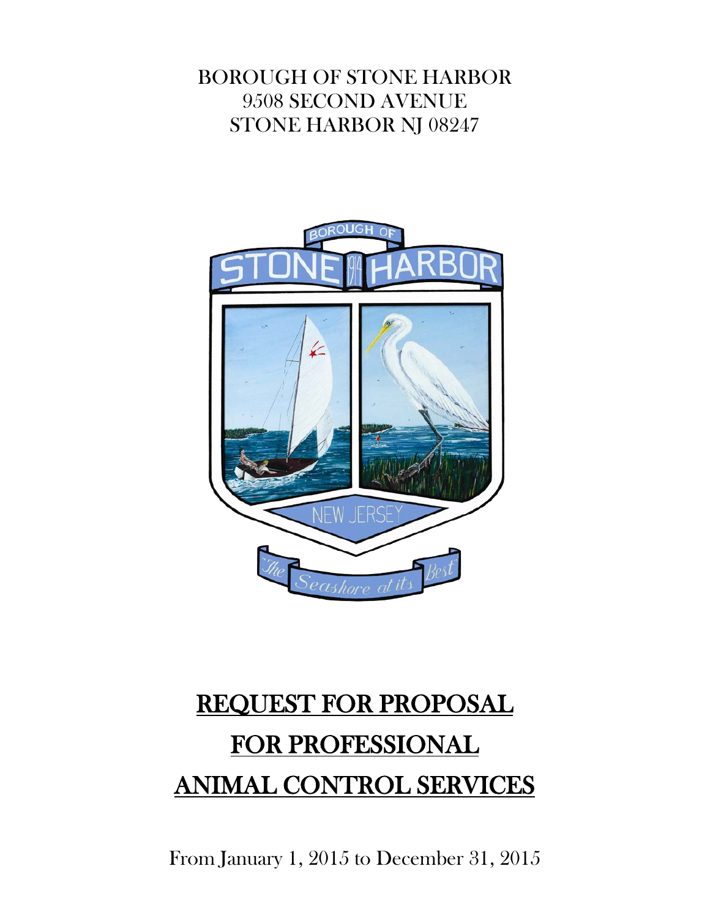BOROUGH OF STONE HARBOR
9508 SECOND AVENUE
STONE HARBOR NJ 08247

# REQUEST FOR PROPOSAL
# FOR PROFESSIONAL
# ANIMAL CONTROL SERVICES

From January 1, 2015 to December 31, 2015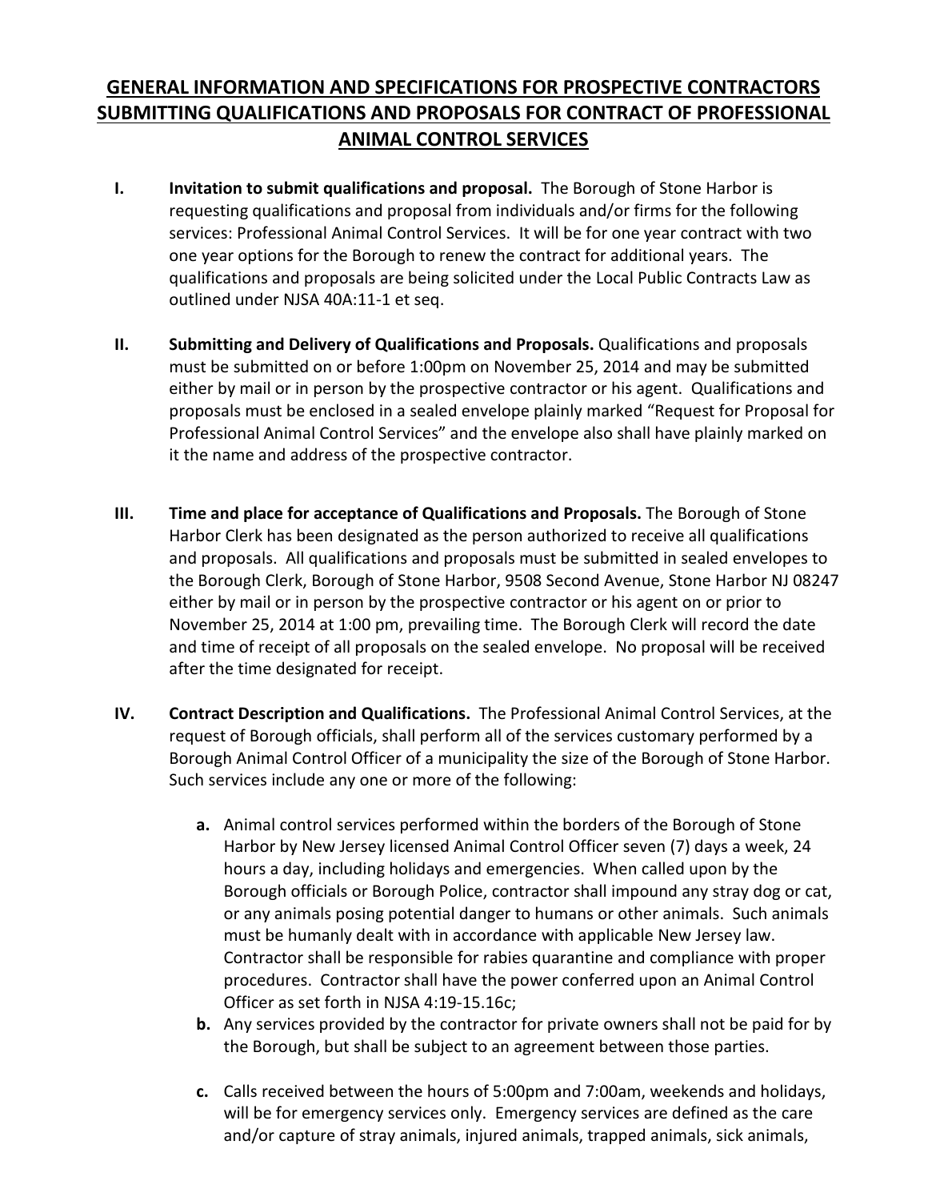# GENERAL INFORMATION AND SPECIFICATIONS FOR PROSPECTIVE CONTRACTORS SUBMITTING QUALIFICATIONS AND PROPOSALS FOR CONTRACT OF PROFESSIONAL ANIMAL CONTROL SERVICES

**I. Invitation to submit qualifications and proposal.** The Borough of Stone Harbor is requesting qualifications and proposal from individuals and/or firms for the following services: Professional Animal Control Services. It will be for one year contract with two one year options for the Borough to renew the contract for additional years. The qualifications and proposals are being solicited under the Local Public Contracts Law as outlined under NJSA 40A:11-1 et seq.

**II. Submitting and Delivery of Qualifications and Proposals.** Qualifications and proposals must be submitted on or before 1:00pm on November 25, 2014 and may be submitted either by mail or in person by the prospective contractor or his agent. Qualifications and proposals must be enclosed in a sealed envelope plainly marked "Request for Proposal for Professional Animal Control Services" and the envelope also shall have plainly marked on it the name and address of the prospective contractor.

**III. Time and place for acceptance of Qualifications and Proposals.** The Borough of Stone Harbor Clerk has been designated as the person authorized to receive all qualifications and proposals. All qualifications and proposals must be submitted in sealed envelopes to the Borough Clerk, Borough of Stone Harbor, 9508 Second Avenue, Stone Harbor NJ 08247 either by mail or in person by the prospective contractor or his agent on or prior to November 25, 2014 at 1:00 pm, prevailing time. The Borough Clerk will record the date and time of receipt of all proposals on the sealed envelope. No proposal will be received after the time designated for receipt.

**IV. Contract Description and Qualifications.** The Professional Animal Control Services, at the request of Borough officials, shall perform all of the services customary performed by a Borough Animal Control Officer of a municipality the size of the Borough of Stone Harbor. Such services include any one or more of the following:

- **a.** Animal control services performed within the borders of the Borough of Stone Harbor by New Jersey licensed Animal Control Officer seven (7) days a week, 24 hours a day, including holidays and emergencies. When called upon by the Borough officials or Borough Police, contractor shall impound any stray dog or cat, or any animals posing potential danger to humans or other animals. Such animals must be humanly dealt with in accordance with applicable New Jersey law. Contractor shall be responsible for rabies quarantine and compliance with proper procedures. Contractor shall have the power conferred upon an Animal Control Officer as set forth in NJSA 4:19-15.16c;
- **b.** Any services provided by the contractor for private owners shall not be paid for by the Borough, but shall be subject to an agreement between those parties.
- **c.** Calls received between the hours of 5:00pm and 7:00am, weekends and holidays, will be for emergency services only. Emergency services are defined as the care and/or capture of stray animals, injured animals, trapped animals, sick animals,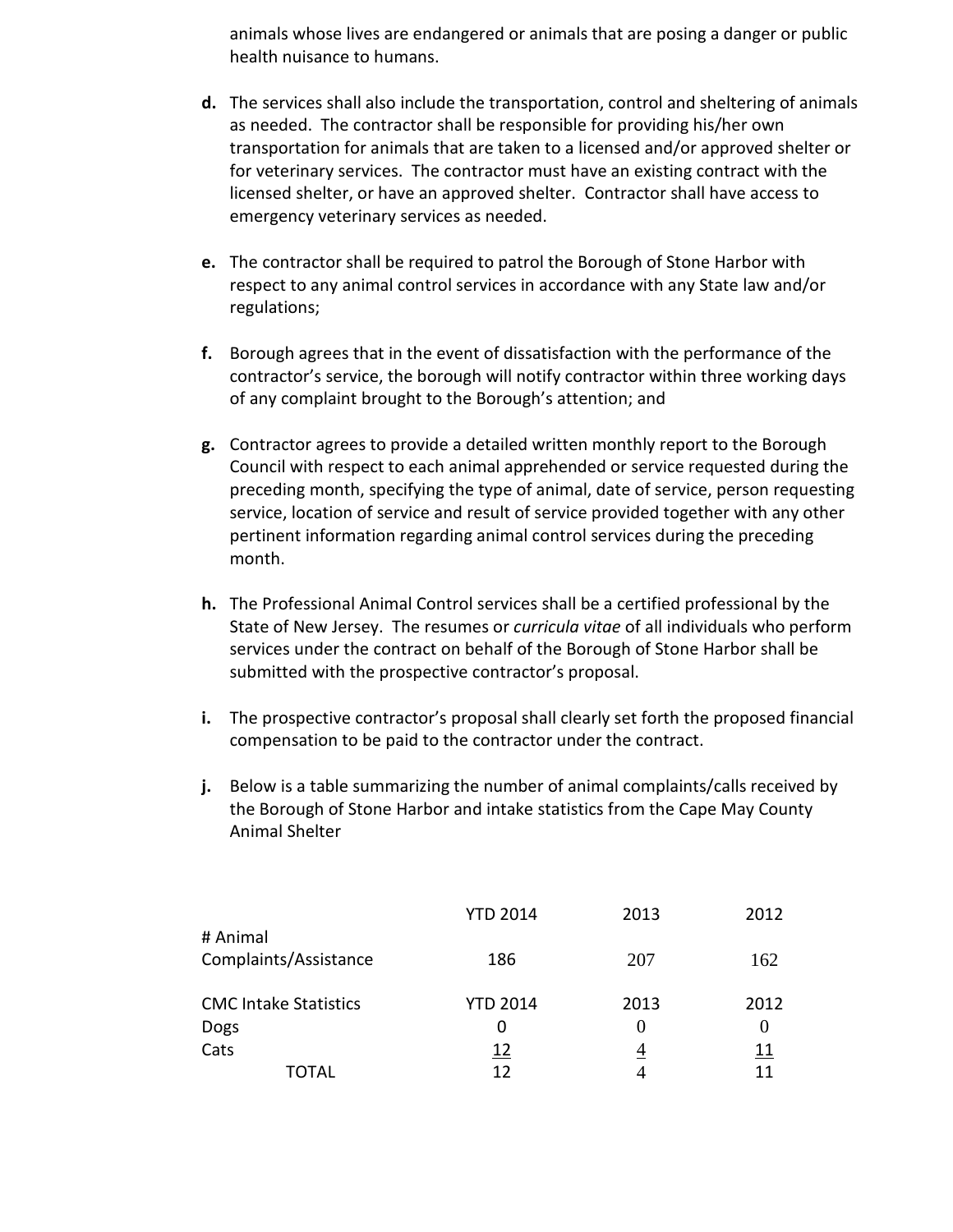animals whose lives are endangered or animals that are posing a danger or public health nuisance to humans.

**d.** The services shall also include the transportation, control and sheltering of animals as needed. The contractor shall be responsible for providing his/her own transportation for animals that are taken to a licensed and/or approved shelter or for veterinary services. The contractor must have an existing contract with the licensed shelter, or have an approved shelter. Contractor shall have access to emergency veterinary services as needed.

**e.** The contractor shall be required to patrol the Borough of Stone Harbor with respect to any animal control services in accordance with any State law and/or regulations;

**f.** Borough agrees that in the event of dissatisfaction with the performance of the contractor's service, the borough will notify contractor within three working days of any complaint brought to the Borough's attention; and

**g.** Contractor agrees to provide a detailed written monthly report to the Borough Council with respect to each animal apprehended or service requested during the preceding month, specifying the type of animal, date of service, person requesting service, location of service and result of service provided together with any other pertinent information regarding animal control services during the preceding month.

**h.** The Professional Animal Control services shall be a certified professional by the State of New Jersey. The resumes or *curricula vitae* of all individuals who perform services under the contract on behalf of the Borough of Stone Harbor shall be submitted with the prospective contractor's proposal.

**i.** The prospective contractor's proposal shall clearly set forth the proposed financial compensation to be paid to the contractor under the contract.

**j.** Below is a table summarizing the number of animal complaints/calls received by the Borough of Stone Harbor and intake statistics from the Cape May County Animal Shelter

| | YTD 2014 | 2013 | 2012 |
|---|---|---|---|
| # Animal Complaints/Assistance | 186 | 207 | 162 |
| | | | |
| CMC Intake Statistics | YTD 2014 | 2013 | 2012 |
| Dogs | 0 | 0 | 0 |
| Cats | 12 | 4 | 11 |
| TOTAL | 12 | 4 | 11 |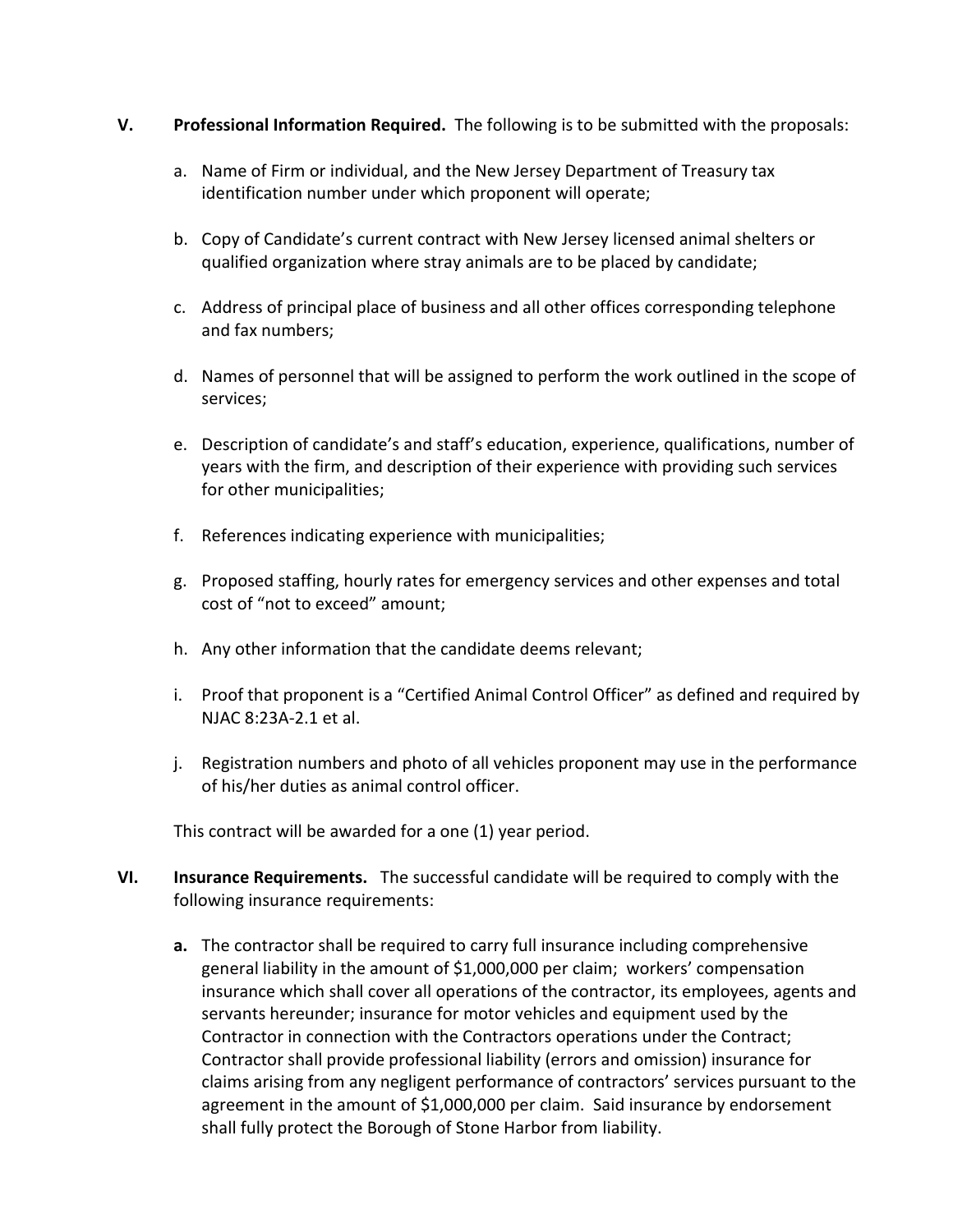**V. Professional Information Required.** The following is to be submitted with the proposals:

a. Name of Firm or individual, and the New Jersey Department of Treasury tax identification number under which proponent will operate;

b. Copy of Candidate's current contract with New Jersey licensed animal shelters or qualified organization where stray animals are to be placed by candidate;

c. Address of principal place of business and all other offices corresponding telephone and fax numbers;

d. Names of personnel that will be assigned to perform the work outlined in the scope of services;

e. Description of candidate's and staff's education, experience, qualifications, number of years with the firm, and description of their experience with providing such services for other municipalities;

f. References indicating experience with municipalities;

g. Proposed staffing, hourly rates for emergency services and other expenses and total cost of "not to exceed" amount;

h. Any other information that the candidate deems relevant;

i. Proof that proponent is a "Certified Animal Control Officer" as defined and required by NJAC 8:23A-2.1 et al.

j. Registration numbers and photo of all vehicles proponent may use in the performance of his/her duties as animal control officer.

This contract will be awarded for a one (1) year period.

**VI. Insurance Requirements.** The successful candidate will be required to comply with the following insurance requirements:

**a.** The contractor shall be required to carry full insurance including comprehensive general liability in the amount of $1,000,000 per claim; workers' compensation insurance which shall cover all operations of the contractor, its employees, agents and servants hereunder; insurance for motor vehicles and equipment used by the Contractor in connection with the Contractors operations under the Contract; Contractor shall provide professional liability (errors and omission) insurance for claims arising from any negligent performance of contractors' services pursuant to the agreement in the amount of $1,000,000 per claim. Said insurance by endorsement shall fully protect the Borough of Stone Harbor from liability.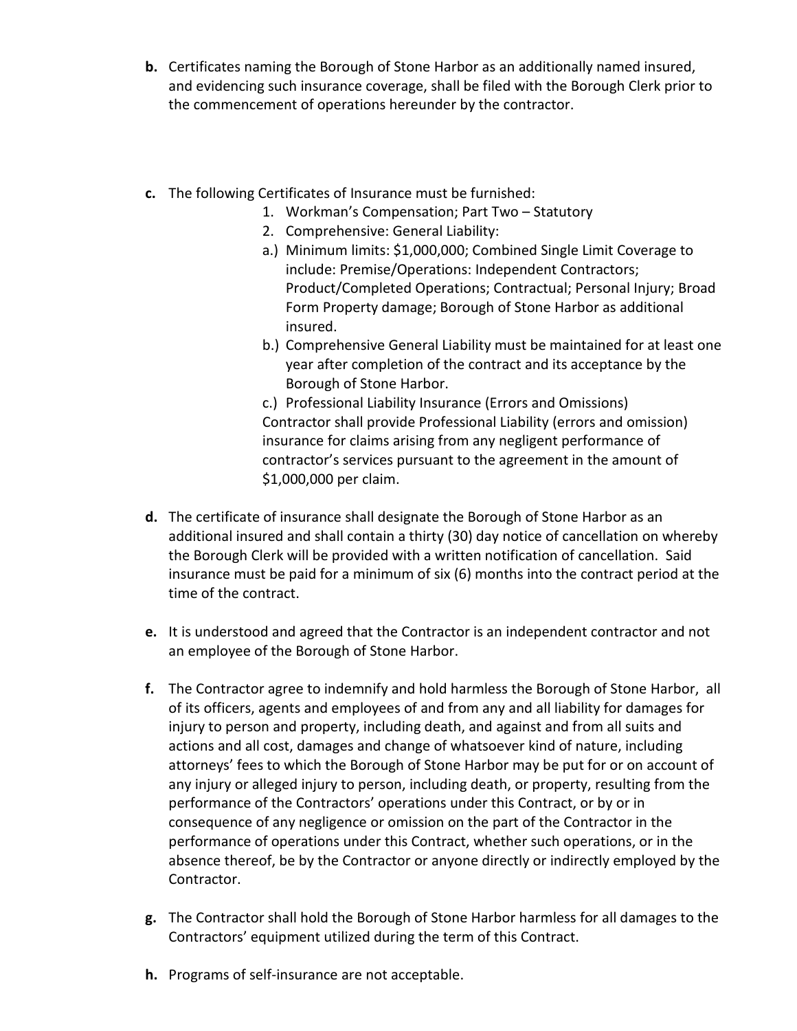**b.** Certificates naming the Borough of Stone Harbor as an additionally named insured, and evidencing such insurance coverage, shall be filed with the Borough Clerk prior to the commencement of operations hereunder by the contractor.

**c.** The following Certificates of Insurance must be furnished:

1. Workman's Compensation; Part Two – Statutory
2. Comprehensive: General Liability:

a.) Minimum limits: $1,000,000; Combined Single Limit Coverage to include: Premise/Operations: Independent Contractors; Product/Completed Operations; Contractual; Personal Injury; Broad Form Property damage; Borough of Stone Harbor as additional insured.

b.) Comprehensive General Liability must be maintained for at least one year after completion of the contract and its acceptance by the Borough of Stone Harbor.

c.) Professional Liability Insurance (Errors and Omissions)
Contractor shall provide Professional Liability (errors and omission) insurance for claims arising from any negligent performance of contractor's services pursuant to the agreement in the amount of $1,000,000 per claim.

**d.** The certificate of insurance shall designate the Borough of Stone Harbor as an additional insured and shall contain a thirty (30) day notice of cancellation on whereby the Borough Clerk will be provided with a written notification of cancellation. Said insurance must be paid for a minimum of six (6) months into the contract period at the time of the contract.

**e.** It is understood and agreed that the Contractor is an independent contractor and not an employee of the Borough of Stone Harbor.

**f.** The Contractor agree to indemnify and hold harmless the Borough of Stone Harbor, all of its officers, agents and employees of and from any and all liability for damages for injury to person and property, including death, and against and from all suits and actions and all cost, damages and change of whatsoever kind of nature, including attorneys' fees to which the Borough of Stone Harbor may be put for or on account of any injury or alleged injury to person, including death, or property, resulting from the performance of the Contractors' operations under this Contract, or by or in consequence of any negligence or omission on the part of the Contractor in the performance of operations under this Contract, whether such operations, or in the absence thereof, be by the Contractor or anyone directly or indirectly employed by the Contractor.

**g.** The Contractor shall hold the Borough of Stone Harbor harmless for all damages to the Contractors' equipment utilized during the term of this Contract.

**h.** Programs of self-insurance are not acceptable.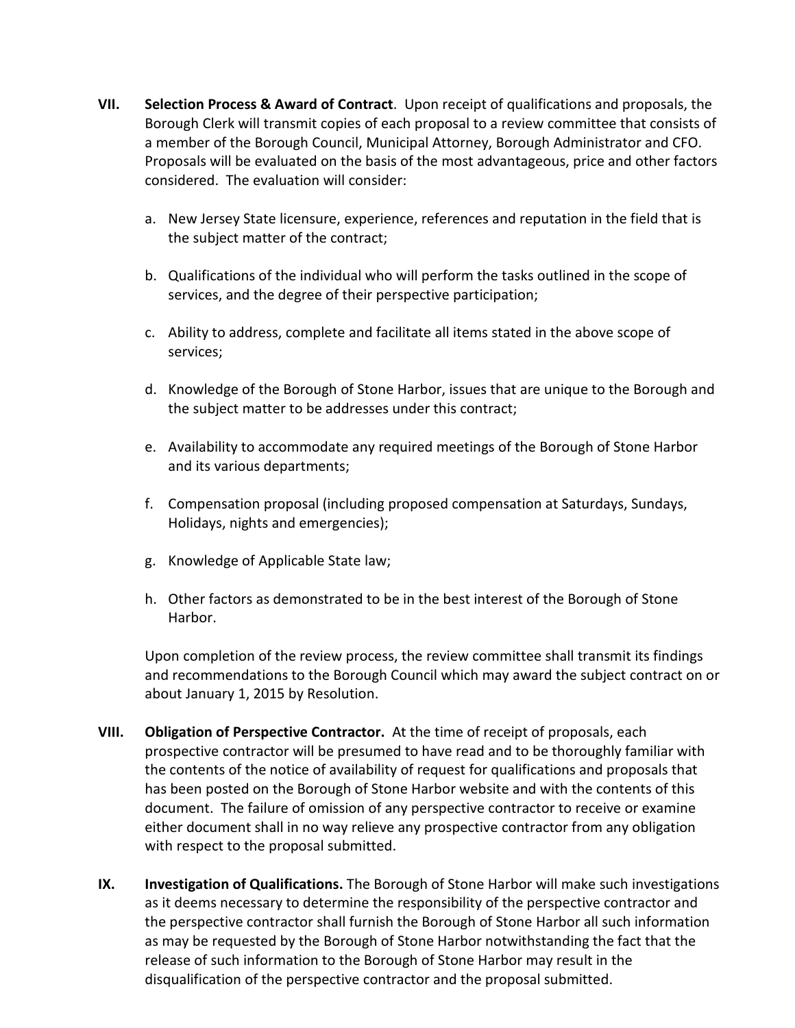VII. **Selection Process & Award of Contract**. Upon receipt of qualifications and proposals, the Borough Clerk will transmit copies of each proposal to a review committee that consists of a member of the Borough Council, Municipal Attorney, Borough Administrator and CFO. Proposals will be evaluated on the basis of the most advantageous, price and other factors considered. The evaluation will consider:

a. New Jersey State licensure, experience, references and reputation in the field that is the subject matter of the contract;

b. Qualifications of the individual who will perform the tasks outlined in the scope of services, and the degree of their perspective participation;

c. Ability to address, complete and facilitate all items stated in the above scope of services;

d. Knowledge of the Borough of Stone Harbor, issues that are unique to the Borough and the subject matter to be addresses under this contract;

e. Availability to accommodate any required meetings of the Borough of Stone Harbor and its various departments;

f. Compensation proposal (including proposed compensation at Saturdays, Sundays, Holidays, nights and emergencies);

g. Knowledge of Applicable State law;

h. Other factors as demonstrated to be in the best interest of the Borough of Stone Harbor.

Upon completion of the review process, the review committee shall transmit its findings and recommendations to the Borough Council which may award the subject contract on or about January 1, 2015 by Resolution.

VIII. **Obligation of Perspective Contractor.** At the time of receipt of proposals, each prospective contractor will be presumed to have read and to be thoroughly familiar with the contents of the notice of availability of request for qualifications and proposals that has been posted on the Borough of Stone Harbor website and with the contents of this document. The failure of omission of any perspective contractor to receive or examine either document shall in no way relieve any prospective contractor from any obligation with respect to the proposal submitted.

IX. **Investigation of Qualifications.** The Borough of Stone Harbor will make such investigations as it deems necessary to determine the responsibility of the perspective contractor and the perspective contractor shall furnish the Borough of Stone Harbor all such information as may be requested by the Borough of Stone Harbor notwithstanding the fact that the release of such information to the Borough of Stone Harbor may result in the disqualification of the perspective contractor and the proposal submitted.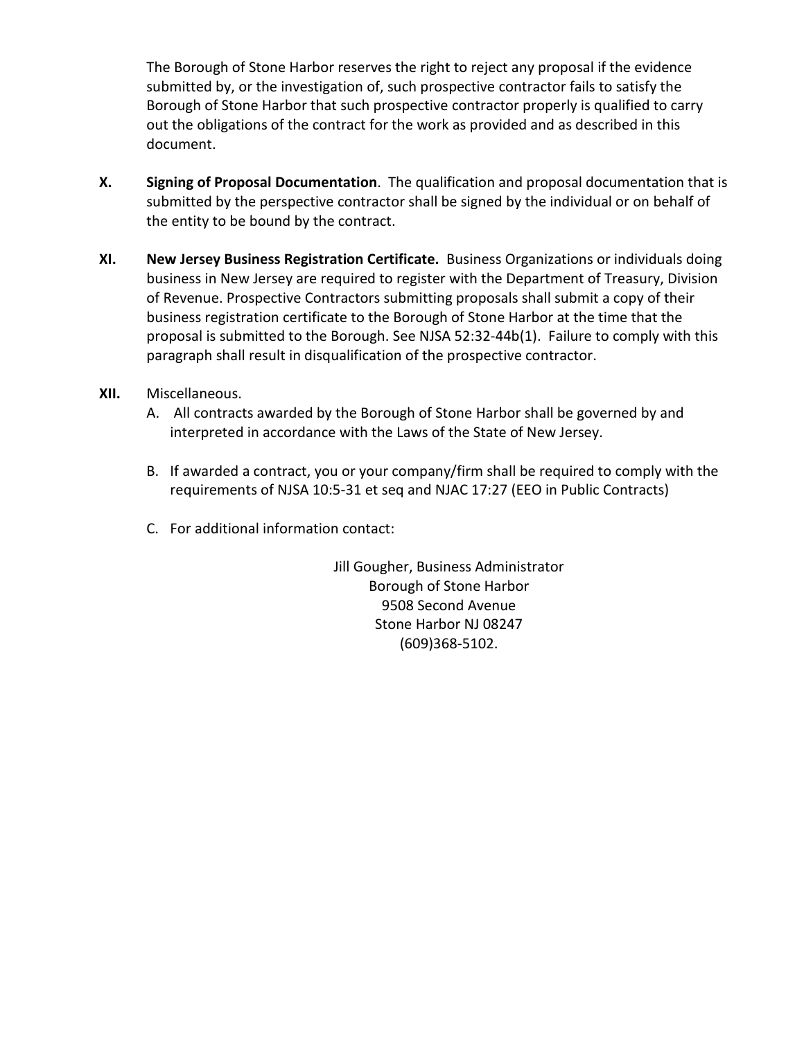The Borough of Stone Harbor reserves the right to reject any proposal if the evidence submitted by, or the investigation of, such prospective contractor fails to satisfy the Borough of Stone Harbor that such prospective contractor properly is qualified to carry out the obligations of the contract for the work as provided and as described in this document.

**X. Signing of Proposal Documentation**. The qualification and proposal documentation that is submitted by the perspective contractor shall be signed by the individual or on behalf of the entity to be bound by the contract.

**XI. New Jersey Business Registration Certificate.** Business Organizations or individuals doing business in New Jersey are required to register with the Department of Treasury, Division of Revenue. Prospective Contractors submitting proposals shall submit a copy of their business registration certificate to the Borough of Stone Harbor at the time that the proposal is submitted to the Borough. See NJSA 52:32-44b(1). Failure to comply with this paragraph shall result in disqualification of the prospective contractor.

**XII.** Miscellaneous.

A. All contracts awarded by the Borough of Stone Harbor shall be governed by and interpreted in accordance with the Laws of the State of New Jersey.

B. If awarded a contract, you or your company/firm shall be required to comply with the requirements of NJSA 10:5-31 et seq and NJAC 17:27 (EEO in Public Contracts)

C. For additional information contact:

Jill Gougher, Business Administrator
Borough of Stone Harbor
9508 Second Avenue
Stone Harbor NJ 08247
(609)368-5102.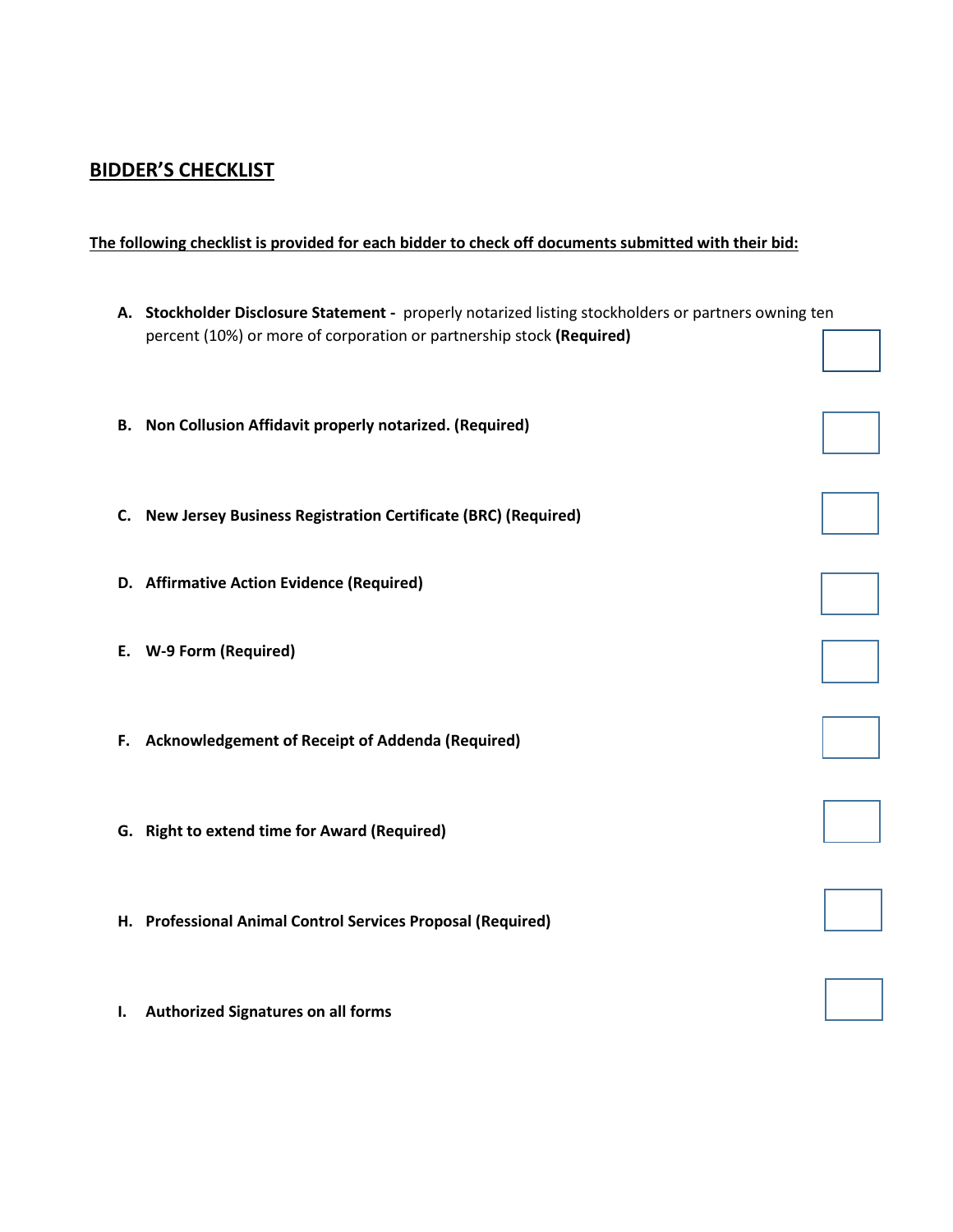## BIDDER'S CHECKLIST

**The following checklist is provided for each bidder to check off documents submitted with their bid:**

- **A. Stockholder Disclosure Statement -** properly notarized listing stockholders or partners owning ten percent (10%) or more of corporation or partnership stock **(Required)** ☐

- **B. Non Collusion Affidavit properly notarized. (Required)** ☐

- **C. New Jersey Business Registration Certificate (BRC) (Required)** ☐

- **D. Affirmative Action Evidence (Required)** ☐

- **E. W-9 Form (Required)** ☐

- **F. Acknowledgement of Receipt of Addenda (Required)** ☐

- **G. Right to extend time for Award (Required)** ☐

- **H. Professional Animal Control Services Proposal (Required)** ☐

- **I. Authorized Signatures on all forms** ☐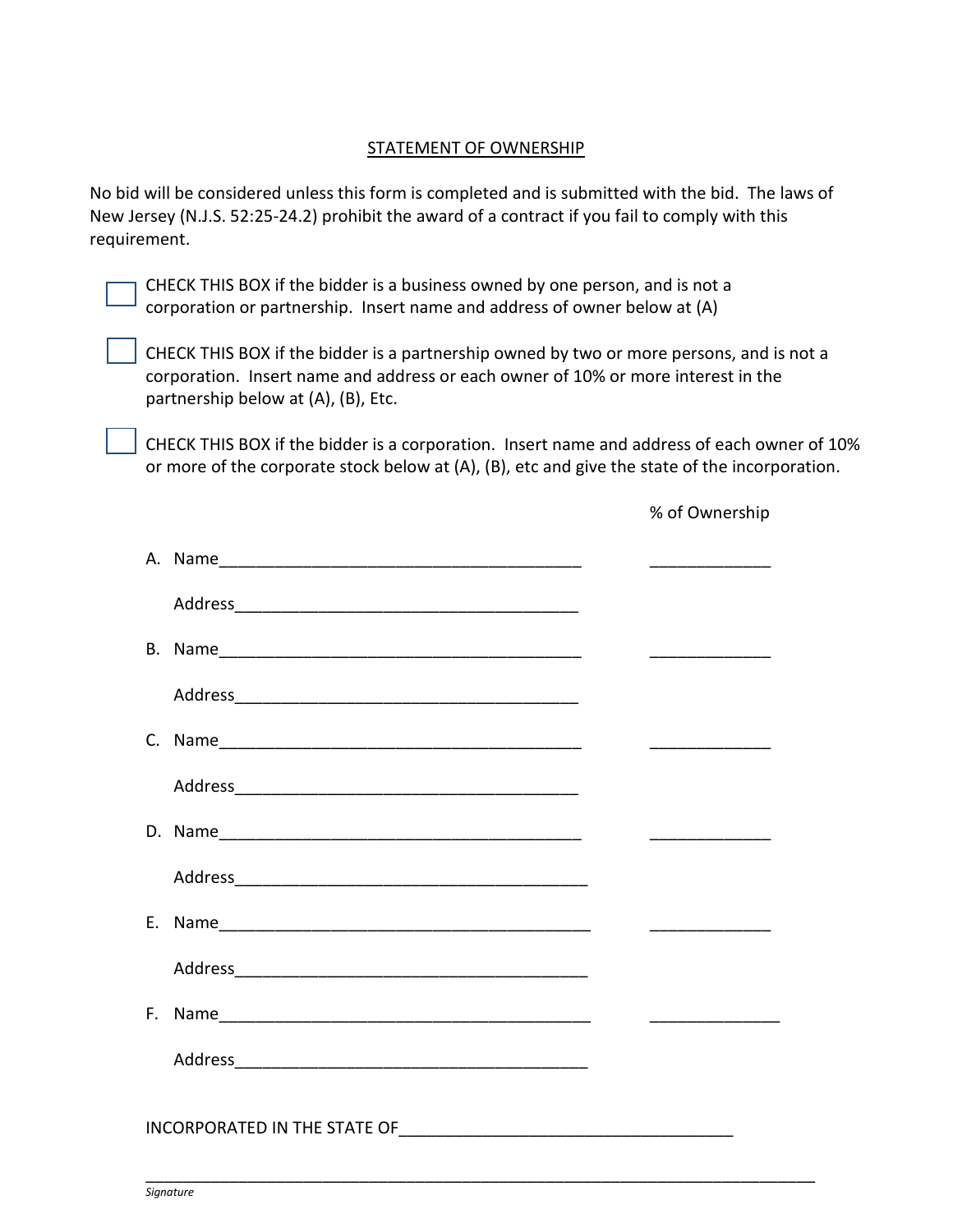# STATEMENT OF OWNERSHIP

No bid will be considered unless this form is completed and is submitted with the bid. The laws of New Jersey (N.J.S. 52:25-24.2) prohibit the award of a contract if you fail to comply with this requirement.

☐ CHECK THIS BOX if the bidder is a business owned by one person, and is not a corporation or partnership. Insert name and address of owner below at (A)

☐ CHECK THIS BOX if the bidder is a partnership owned by two or more persons, and is not a corporation. Insert name and address or each owner of 10% or more interest in the partnership below at (A), (B), Etc.

☐ CHECK THIS BOX if the bidder is a corporation. Insert name and address of each owner of 10% or more of the corporate stock below at (A), (B), etc and give the state of the incorporation.

% of Ownership

A. Name_________________________________________ _____________

Address_______________________________________

B. Name_________________________________________ _____________

Address_______________________________________

C. Name_________________________________________ _____________

Address_______________________________________

D. Name_________________________________________ _____________

Address_______________________________________

E. Name_________________________________________ _____________

Address_______________________________________

F. Name_________________________________________ _____________

Address_______________________________________

INCORPORATED IN THE STATE OF_____________________________________

_____________________________________________________________________________
*Signature*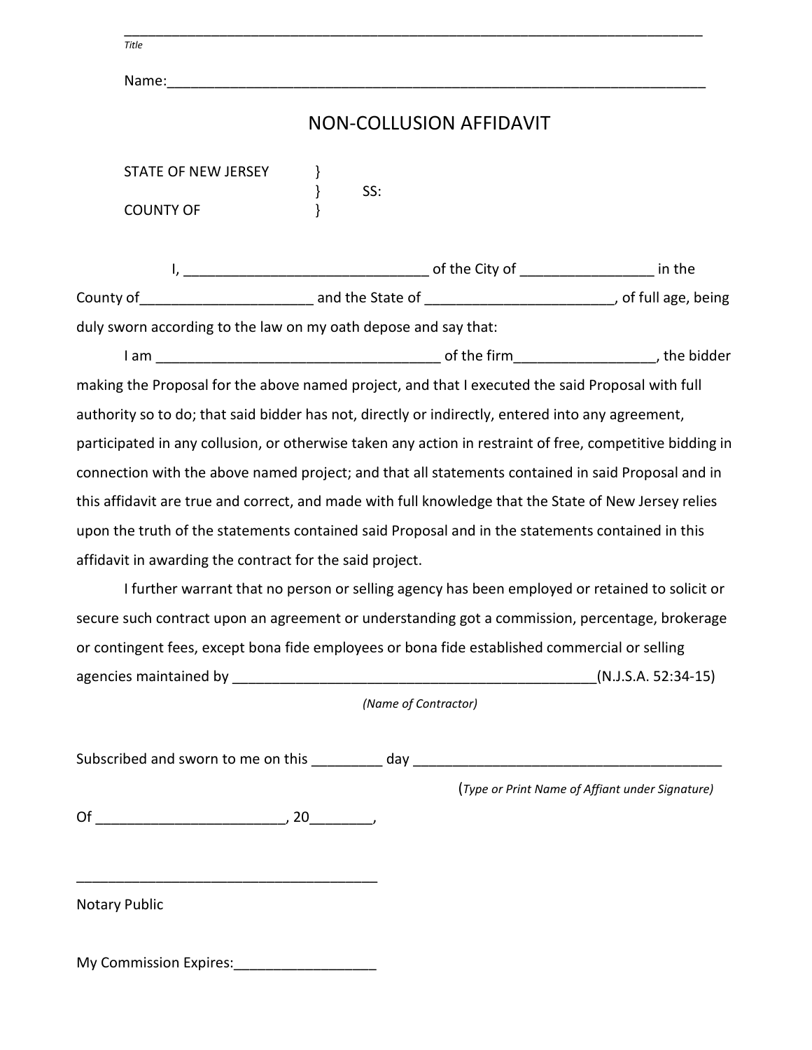_____________________________________________________________________________

*Title*

Name:_______________________________________________________________________

# NON-COLLUSION AFFIDAVIT

STATE OF NEW JERSEY }
} SS:
COUNTY OF }

I, ______________________________ of the City of ________________ in the County of_____________________ and the State of _______________________, of full age, being duly sworn according to the law on my oath depose and say that:

I am ___________________________________ of the firm_________________, the bidder making the Proposal for the above named project, and that I executed the said Proposal with full authority so to do; that said bidder has not, directly or indirectly, entered into any agreement, participated in any collusion, or otherwise taken any action in restraint of free, competitive bidding in connection with the above named project; and that all statements contained in said Proposal and in this affidavit are true and correct, and made with full knowledge that the State of New Jersey relies upon the truth of the statements contained said Proposal and in the statements contained in this affidavit in awarding the contract for the said project.

I further warrant that no person or selling agency has been employed or retained to solicit or secure such contract upon an agreement or understanding got a commission, percentage, brokerage or contingent fees, except bona fide employees or bona fide established commercial or selling agencies maintained by ______________________________________________(N.J.S.A. 52:34-15)

*(Name of Contractor)*

Subscribed and sworn to me on this _________ day _______________________________________

(*Type or Print Name of Affiant under Signature)*

Of _______________________, 20________,

______________________________________

Notary Public

My Commission Expires:__________________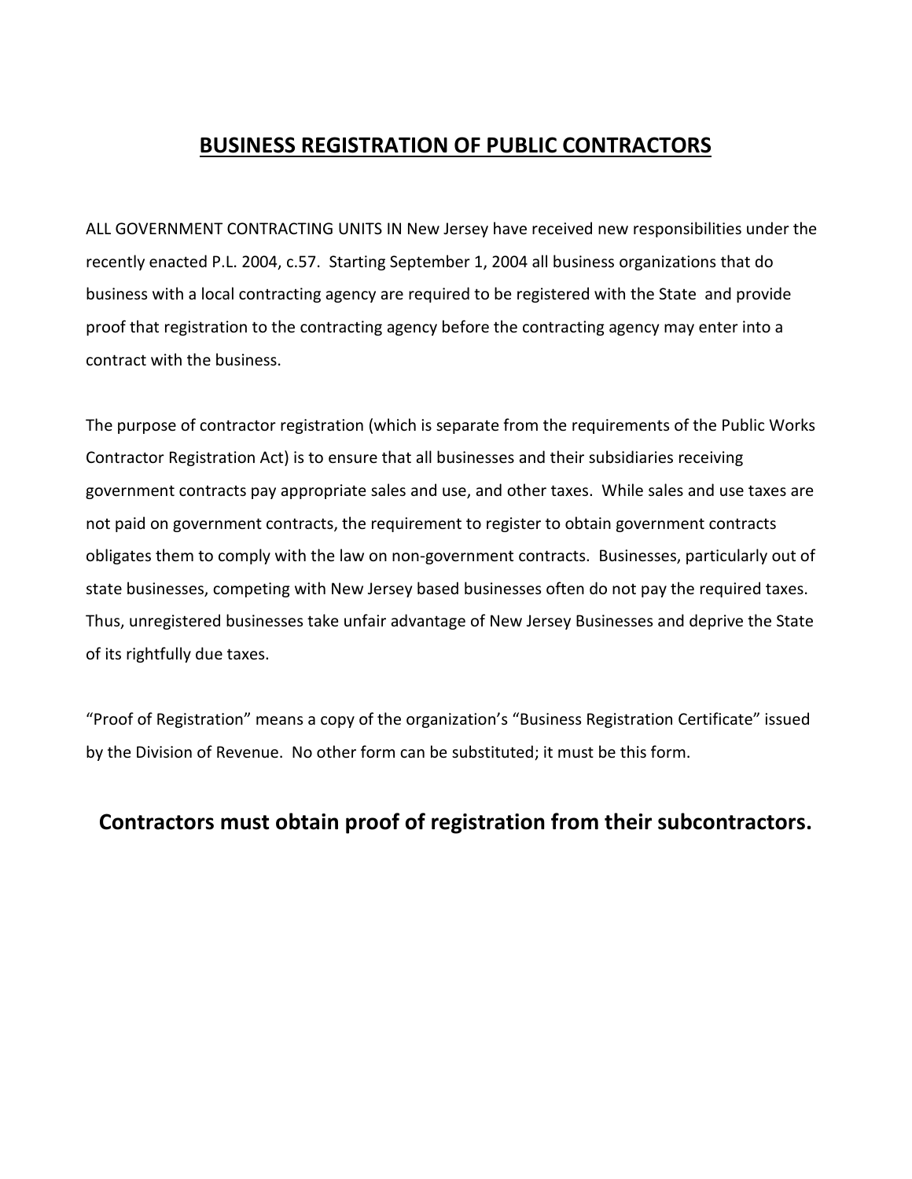## BUSINESS REGISTRATION OF PUBLIC CONTRACTORS

ALL GOVERNMENT CONTRACTING UNITS IN New Jersey have received new responsibilities under the recently enacted P.L. 2004, c.57. Starting September 1, 2004 all business organizations that do business with a local contracting agency are required to be registered with the State and provide proof that registration to the contracting agency before the contracting agency may enter into a contract with the business.

The purpose of contractor registration (which is separate from the requirements of the Public Works Contractor Registration Act) is to ensure that all businesses and their subsidiaries receiving government contracts pay appropriate sales and use, and other taxes. While sales and use taxes are not paid on government contracts, the requirement to register to obtain government contracts obligates them to comply with the law on non-government contracts. Businesses, particularly out of state businesses, competing with New Jersey based businesses often do not pay the required taxes. Thus, unregistered businesses take unfair advantage of New Jersey Businesses and deprive the State of its rightfully due taxes.

"Proof of Registration" means a copy of the organization's "Business Registration Certificate" issued by the Division of Revenue. No other form can be substituted; it must be this form.

### Contractors must obtain proof of registration from their subcontractors.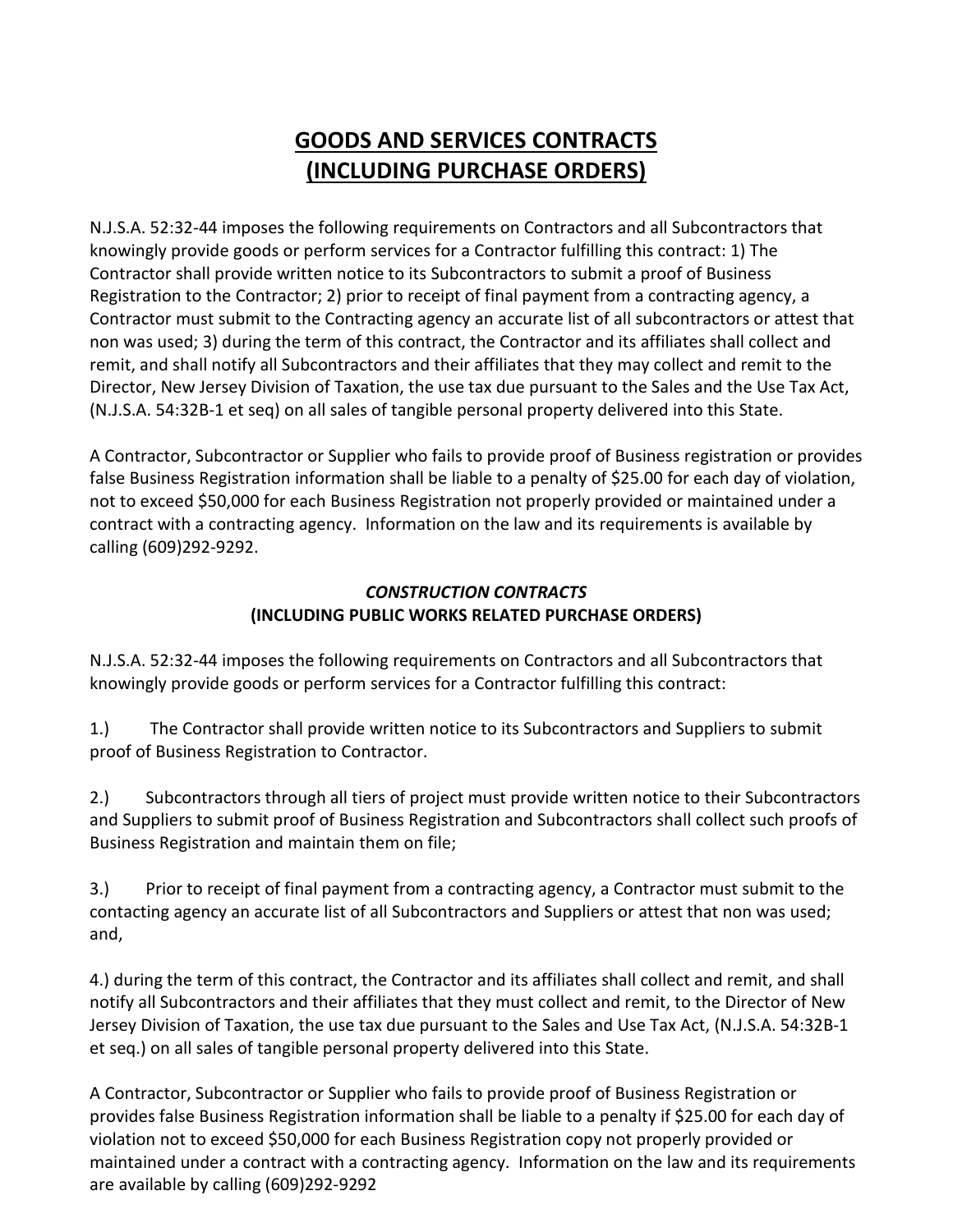# GOODS AND SERVICES CONTRACTS
# (INCLUDING PURCHASE ORDERS)

N.J.S.A. 52:32-44 imposes the following requirements on Contractors and all Subcontractors that knowingly provide goods or perform services for a Contractor fulfilling this contract: 1) The Contractor shall provide written notice to its Subcontractors to submit a proof of Business Registration to the Contractor; 2) prior to receipt of final payment from a contracting agency, a Contractor must submit to the Contracting agency an accurate list of all subcontractors or attest that non was used; 3) during the term of this contract, the Contractor and its affiliates shall collect and remit, and shall notify all Subcontractors and their affiliates that they may collect and remit to the Director, New Jersey Division of Taxation, the use tax due pursuant to the Sales and the Use Tax Act, (N.J.S.A. 54:32B-1 et seq) on all sales of tangible personal property delivered into this State.

A Contractor, Subcontractor or Supplier who fails to provide proof of Business registration or provides false Business Registration information shall be liable to a penalty of $25.00 for each day of violation, not to exceed $50,000 for each Business Registration not properly provided or maintained under a contract with a contracting agency. Information on the law and its requirements is available by calling (609)292-9292.

### *CONSTRUCTION CONTRACTS*
### (INCLUDING PUBLIC WORKS RELATED PURCHASE ORDERS)

N.J.S.A. 52:32-44 imposes the following requirements on Contractors and all Subcontractors that knowingly provide goods or perform services for a Contractor fulfilling this contract:

1.) The Contractor shall provide written notice to its Subcontractors and Suppliers to submit proof of Business Registration to Contractor.

2.) Subcontractors through all tiers of project must provide written notice to their Subcontractors and Suppliers to submit proof of Business Registration and Subcontractors shall collect such proofs of Business Registration and maintain them on file;

3.) Prior to receipt of final payment from a contracting agency, a Contractor must submit to the contacting agency an accurate list of all Subcontractors and Suppliers or attest that non was used; and,

4.) during the term of this contract, the Contractor and its affiliates shall collect and remit, and shall notify all Subcontractors and their affiliates that they must collect and remit, to the Director of New Jersey Division of Taxation, the use tax due pursuant to the Sales and Use Tax Act, (N.J.S.A. 54:32B-1 et seq.) on all sales of tangible personal property delivered into this State.

A Contractor, Subcontractor or Supplier who fails to provide proof of Business Registration or provides false Business Registration information shall be liable to a penalty if $25.00 for each day of violation not to exceed $50,000 for each Business Registration copy not properly provided or maintained under a contract with a contracting agency. Information on the law and its requirements are available by calling (609)292-9292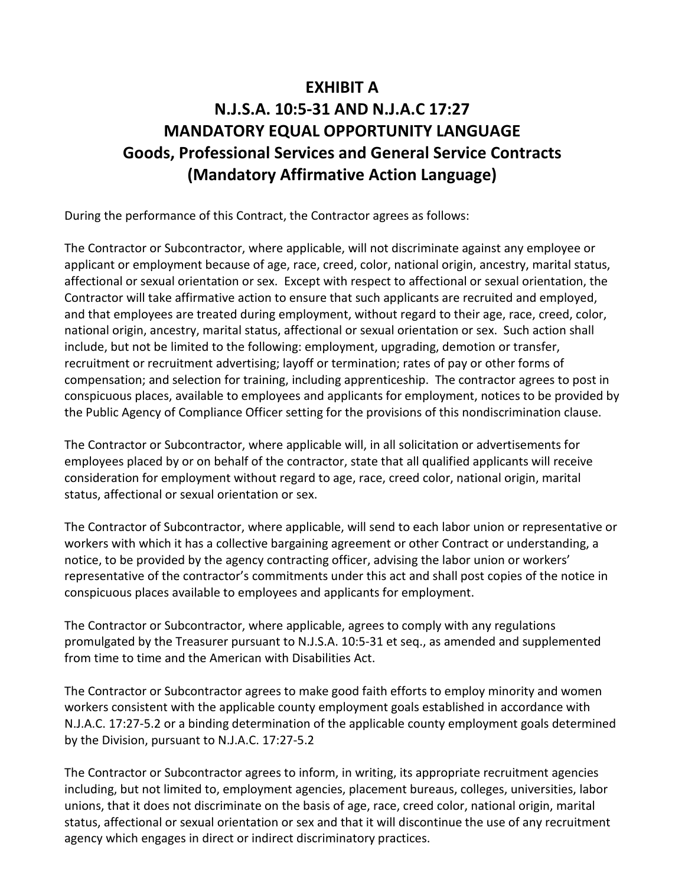# EXHIBIT A
# N.J.S.A. 10:5-31 AND N.J.A.C 17:27
# MANDATORY EQUAL OPPORTUNITY LANGUAGE
# Goods, Professional Services and General Service Contracts
# (Mandatory Affirmative Action Language)

During the performance of this Contract, the Contractor agrees as follows:

The Contractor or Subcontractor, where applicable, will not discriminate against any employee or applicant or employment because of age, race, creed, color, national origin, ancestry, marital status, affectional or sexual orientation or sex. Except with respect to affectional or sexual orientation, the Contractor will take affirmative action to ensure that such applicants are recruited and employed, and that employees are treated during employment, without regard to their age, race, creed, color, national origin, ancestry, marital status, affectional or sexual orientation or sex. Such action shall include, but not be limited to the following: employment, upgrading, demotion or transfer, recruitment or recruitment advertising; layoff or termination; rates of pay or other forms of compensation; and selection for training, including apprenticeship. The contractor agrees to post in conspicuous places, available to employees and applicants for employment, notices to be provided by the Public Agency of Compliance Officer setting for the provisions of this nondiscrimination clause.

The Contractor or Subcontractor, where applicable will, in all solicitation or advertisements for employees placed by or on behalf of the contractor, state that all qualified applicants will receive consideration for employment without regard to age, race, creed color, national origin, marital status, affectional or sexual orientation or sex.

The Contractor of Subcontractor, where applicable, will send to each labor union or representative or workers with which it has a collective bargaining agreement or other Contract or understanding, a notice, to be provided by the agency contracting officer, advising the labor union or workers' representative of the contractor's commitments under this act and shall post copies of the notice in conspicuous places available to employees and applicants for employment.

The Contractor or Subcontractor, where applicable, agrees to comply with any regulations promulgated by the Treasurer pursuant to N.J.S.A. 10:5-31 et seq., as amended and supplemented from time to time and the American with Disabilities Act.

The Contractor or Subcontractor agrees to make good faith efforts to employ minority and women workers consistent with the applicable county employment goals established in accordance with N.J.A.C. 17:27-5.2 or a binding determination of the applicable county employment goals determined by the Division, pursuant to N.J.A.C. 17:27-5.2

The Contractor or Subcontractor agrees to inform, in writing, its appropriate recruitment agencies including, but not limited to, employment agencies, placement bureaus, colleges, universities, labor unions, that it does not discriminate on the basis of age, race, creed color, national origin, marital status, affectional or sexual orientation or sex and that it will discontinue the use of any recruitment agency which engages in direct or indirect discriminatory practices.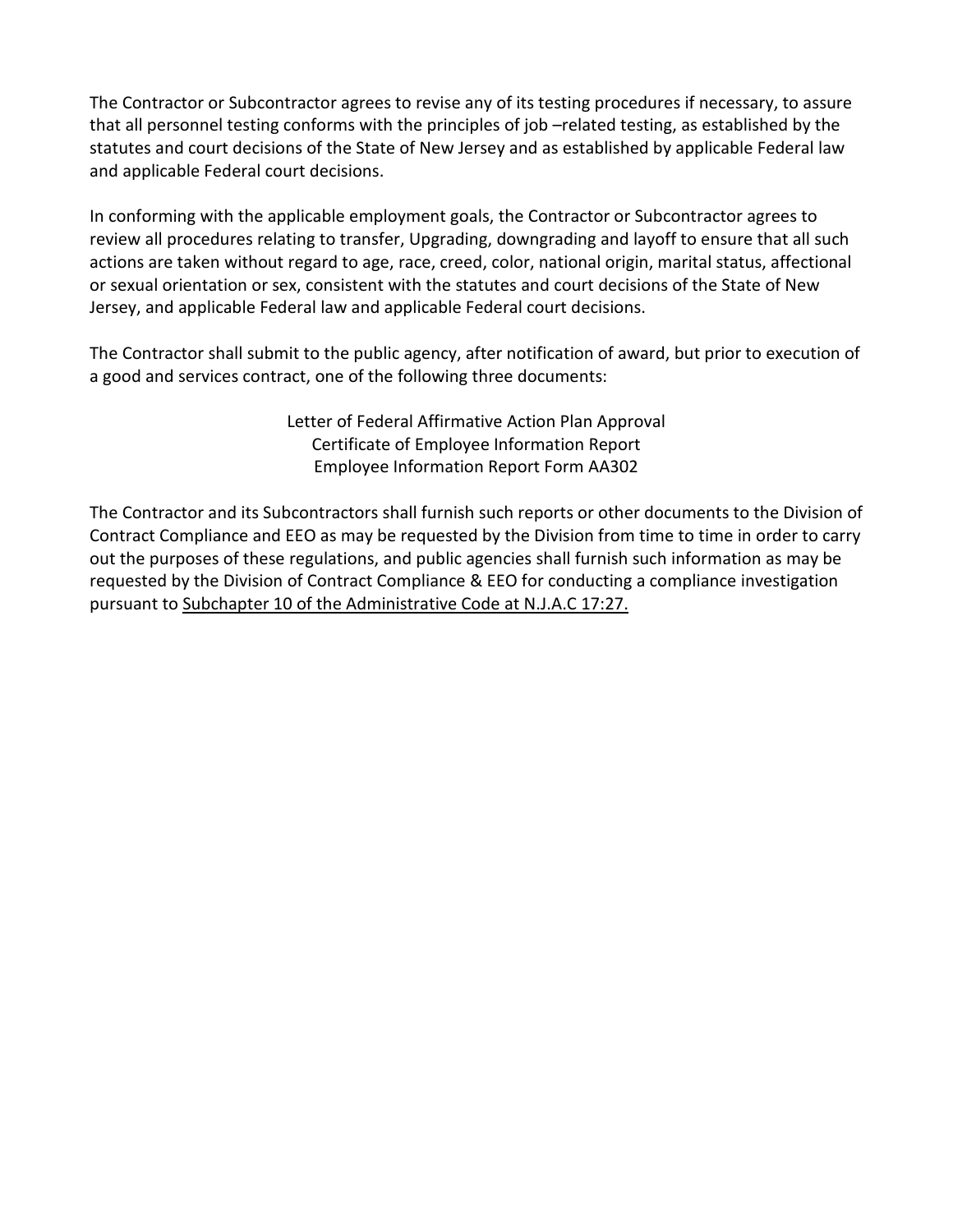The Contractor or Subcontractor agrees to revise any of its testing procedures if necessary, to assure that all personnel testing conforms with the principles of job –related testing, as established by the statutes and court decisions of the State of New Jersey and as established by applicable Federal law and applicable Federal court decisions.

In conforming with the applicable employment goals, the Contractor or Subcontractor agrees to review all procedures relating to transfer, Upgrading, downgrading and layoff to ensure that all such actions are taken without regard to age, race, creed, color, national origin, marital status, affectional or sexual orientation or sex, consistent with the statutes and court decisions of the State of New Jersey, and applicable Federal law and applicable Federal court decisions.

The Contractor shall submit to the public agency, after notification of award, but prior to execution of a good and services contract, one of the following three documents:

Letter of Federal Affirmative Action Plan Approval
Certificate of Employee Information Report
Employee Information Report Form AA302

The Contractor and its Subcontractors shall furnish such reports or other documents to the Division of Contract Compliance and EEO as may be requested by the Division from time to time in order to carry out the purposes of these regulations, and public agencies shall furnish such information as may be requested by the Division of Contract Compliance & EEO for conducting a compliance investigation pursuant to Subchapter 10 of the Administrative Code at N.J.A.C 17:27.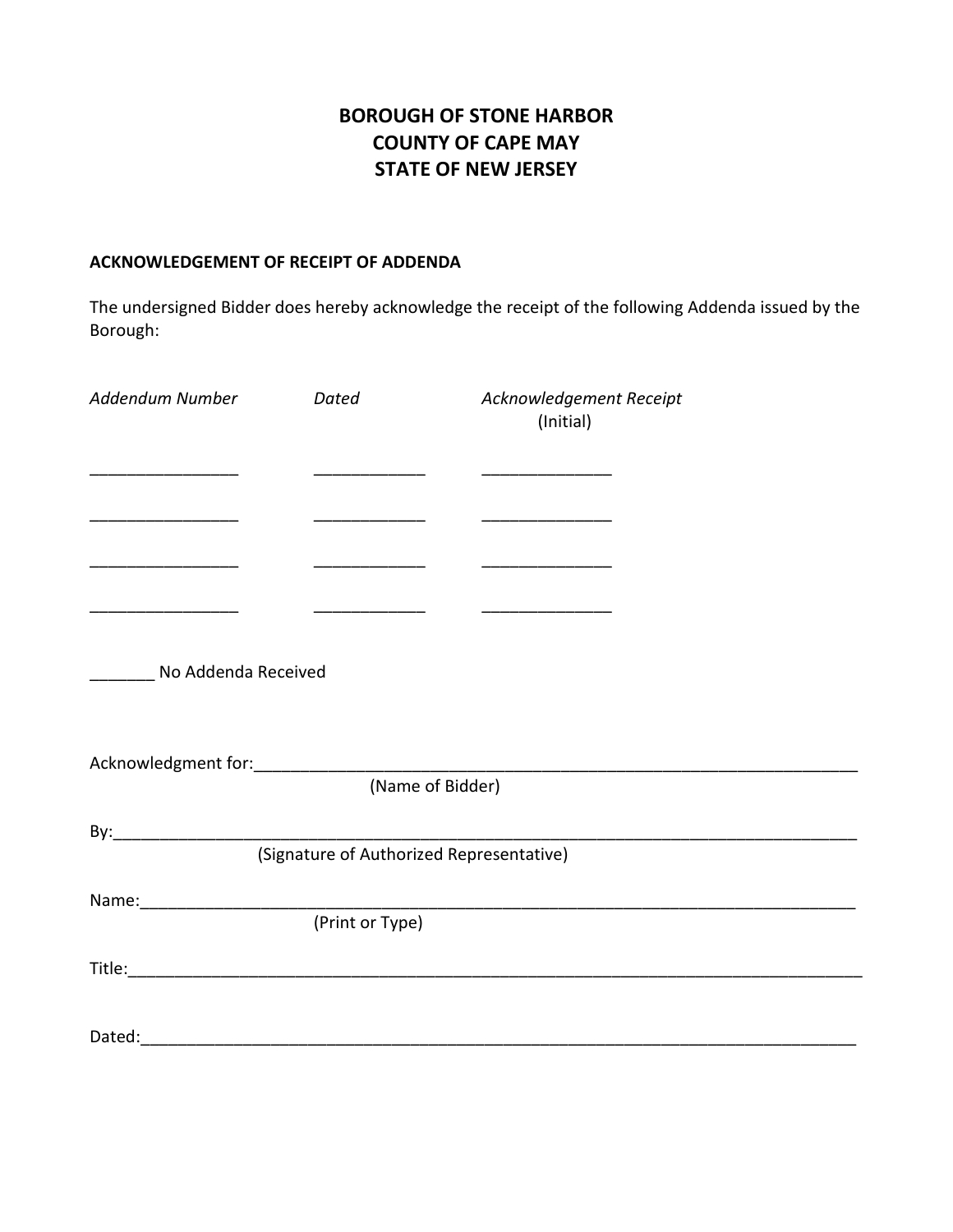# BOROUGH OF STONE HARBOR
# COUNTY OF CAPE MAY
# STATE OF NEW JERSEY

**ACKNOWLEDGEMENT OF RECEIPT OF ADDENDA**

The undersigned Bidder does hereby acknowledge the receipt of the following Addenda issued by the Borough:

| *Addendum Number* | *Dated* | *Acknowledgement Receipt* (Initial) |
|---|---|---|
| ________________ | ____________ | ______________ |
| ________________ | ____________ | ______________ |
| ________________ | ____________ | ______________ |
| ________________ | ____________ | ______________ |

_______ No Addenda Received

Acknowledgment for:___________________________________________________________________
(Name of Bidder)

By:___________________________________________________________________________
(Signature of Authorized Representative)

Name:_________________________________________________________________________
(Print or Type)

Title:__________________________________________________________________________

Dated:_________________________________________________________________________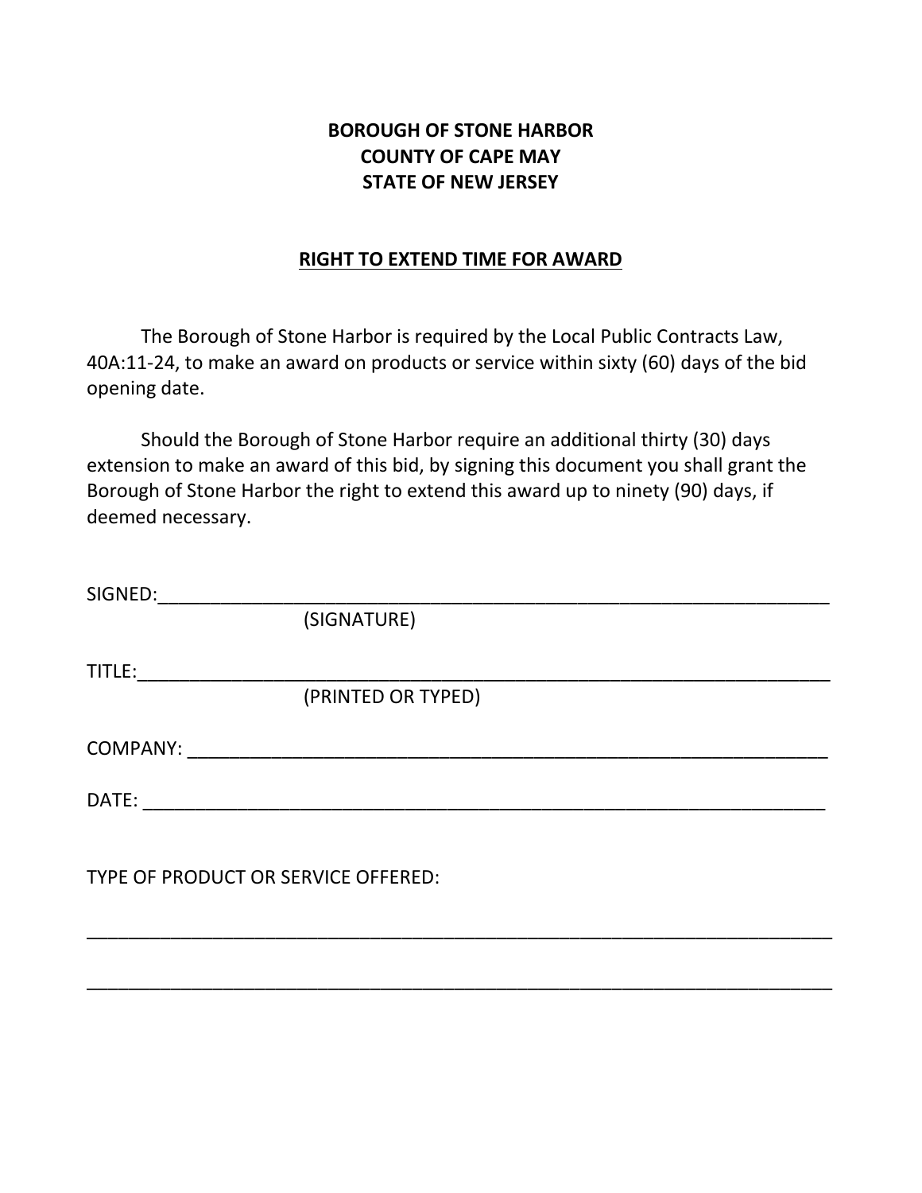**BOROUGH OF STONE HARBOR**
**COUNTY OF CAPE MAY**
**STATE OF NEW JERSEY**

**RIGHT TO EXTEND TIME FOR AWARD**

The Borough of Stone Harbor is required by the Local Public Contracts Law, 40A:11-24, to make an award on products or service within sixty (60) days of the bid opening date.

Should the Borough of Stone Harbor require an additional thirty (30) days extension to make an award of this bid, by signing this document you shall grant the Borough of Stone Harbor the right to extend this award up to ninety (90) days, if deemed necessary.

SIGNED:_______________________________________________________________
(SIGNATURE)

TITLE:_________________________________________________________________
(PRINTED OR TYPED)

COMPANY: _____________________________________________________________

DATE: ________________________________________________________________

TYPE OF PRODUCT OR SERVICE OFFERED:

_____________________________________________________________________

_____________________________________________________________________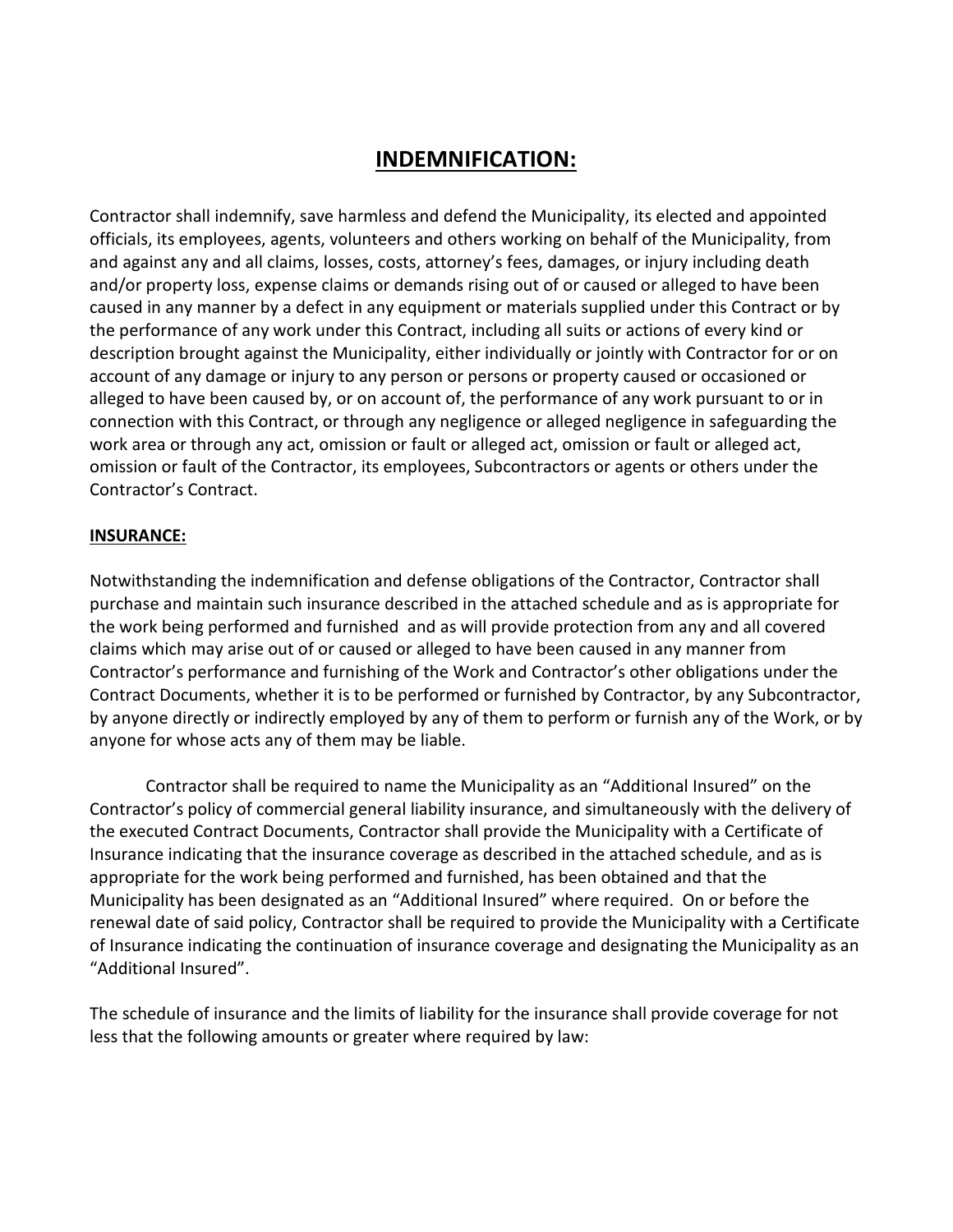# INDEMNIFICATION:

Contractor shall indemnify, save harmless and defend the Municipality, its elected and appointed officials, its employees, agents, volunteers and others working on behalf of the Municipality, from and against any and all claims, losses, costs, attorney's fees, damages, or injury including death and/or property loss, expense claims or demands rising out of or caused or alleged to have been caused in any manner by a defect in any equipment or materials supplied under this Contract or by the performance of any work under this Contract, including all suits or actions of every kind or description brought against the Municipality, either individually or jointly with Contractor for or on account of any damage or injury to any person or persons or property caused or occasioned or alleged to have been caused by, or on account of, the performance of any work pursuant to or in connection with this Contract, or through any negligence or alleged negligence in safeguarding the work area or through any act, omission or fault or alleged act, omission or fault or alleged act, omission or fault of the Contractor, its employees, Subcontractors or agents or others under the Contractor's Contract.

**INSURANCE:**

Notwithstanding the indemnification and defense obligations of the Contractor, Contractor shall purchase and maintain such insurance described in the attached schedule and as is appropriate for the work being performed and furnished and as will provide protection from any and all covered claims which may arise out of or caused or alleged to have been caused in any manner from Contractor's performance and furnishing of the Work and Contractor's other obligations under the Contract Documents, whether it is to be performed or furnished by Contractor, by any Subcontractor, by anyone directly or indirectly employed by any of them to perform or furnish any of the Work, or by anyone for whose acts any of them may be liable.

Contractor shall be required to name the Municipality as an "Additional Insured" on the Contractor's policy of commercial general liability insurance, and simultaneously with the delivery of the executed Contract Documents, Contractor shall provide the Municipality with a Certificate of Insurance indicating that the insurance coverage as described in the attached schedule, and as is appropriate for the work being performed and furnished, has been obtained and that the Municipality has been designated as an "Additional Insured" where required. On or before the renewal date of said policy, Contractor shall be required to provide the Municipality with a Certificate of Insurance indicating the continuation of insurance coverage and designating the Municipality as an "Additional Insured".

The schedule of insurance and the limits of liability for the insurance shall provide coverage for not less that the following amounts or greater where required by law: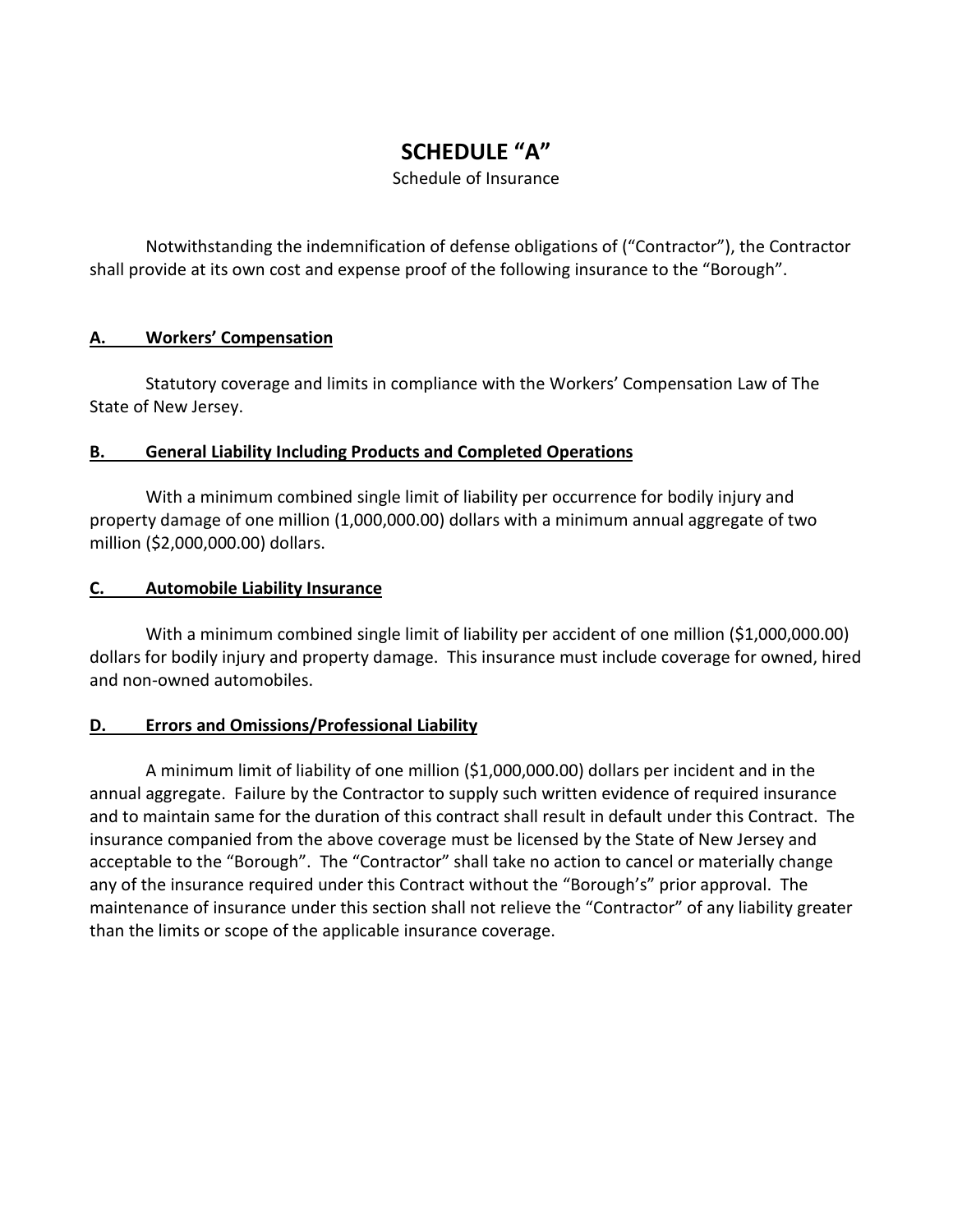# SCHEDULE "A"

Schedule of Insurance

Notwithstanding the indemnification of defense obligations of ("Contractor"), the Contractor shall provide at its own cost and expense proof of the following insurance to the "Borough".

## A. Workers' Compensation

Statutory coverage and limits in compliance with the Workers' Compensation Law of The State of New Jersey.

## B. General Liability Including Products and Completed Operations

With a minimum combined single limit of liability per occurrence for bodily injury and property damage of one million (1,000,000.00) dollars with a minimum annual aggregate of two million ($2,000,000.00) dollars.

## C. Automobile Liability Insurance

With a minimum combined single limit of liability per accident of one million ($1,000,000.00) dollars for bodily injury and property damage. This insurance must include coverage for owned, hired and non-owned automobiles.

## D. Errors and Omissions/Professional Liability

A minimum limit of liability of one million ($1,000,000.00) dollars per incident and in the annual aggregate. Failure by the Contractor to supply such written evidence of required insurance and to maintain same for the duration of this contract shall result in default under this Contract. The insurance companied from the above coverage must be licensed by the State of New Jersey and acceptable to the "Borough". The "Contractor" shall take no action to cancel or materially change any of the insurance required under this Contract without the "Borough's" prior approval. The maintenance of insurance under this section shall not relieve the "Contractor" of any liability greater than the limits or scope of the applicable insurance coverage.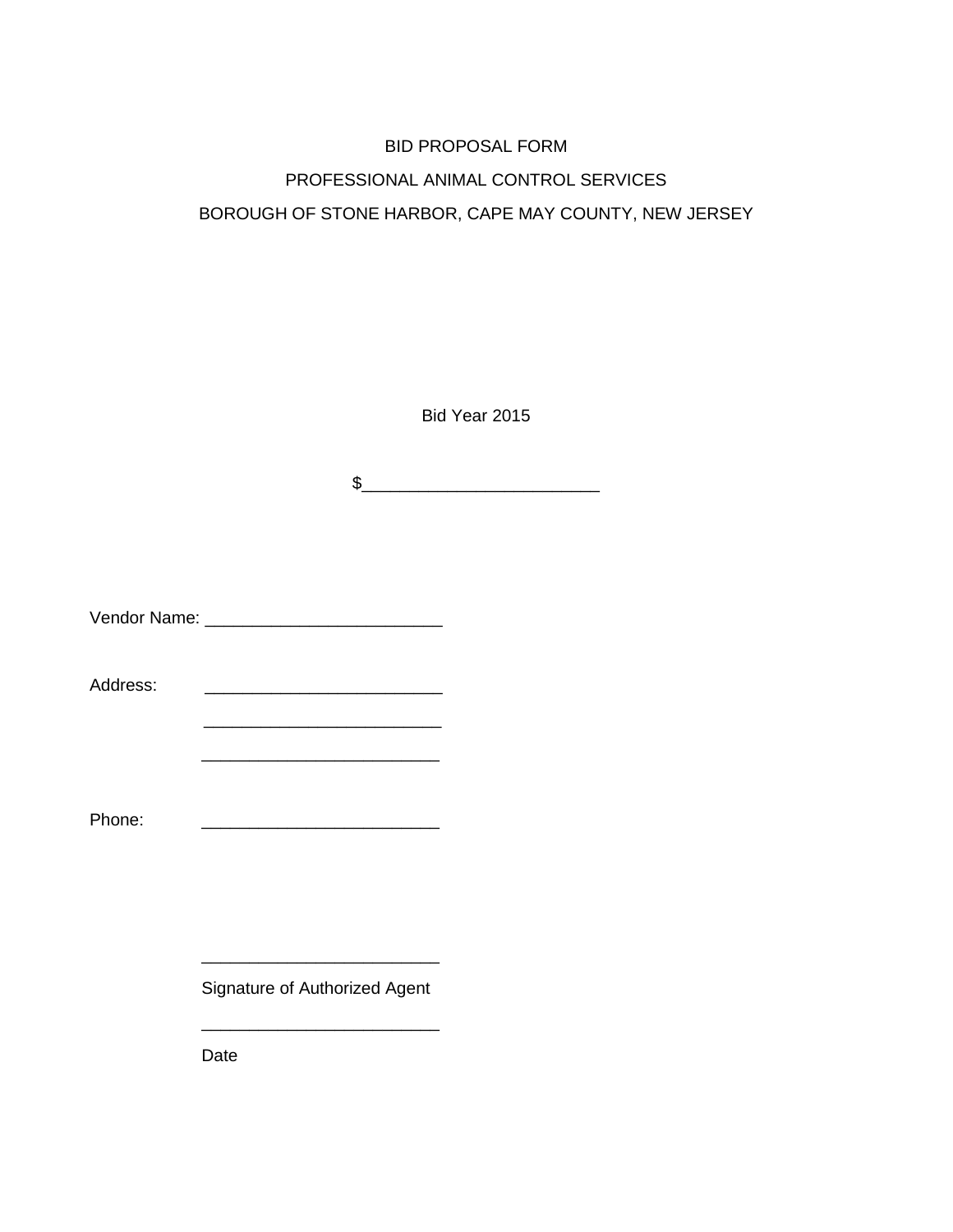BID PROPOSAL FORM

PROFESSIONAL ANIMAL CONTROL SERVICES

BOROUGH OF STONE HARBOR, CAPE MAY COUNTY, NEW JERSEY

Bid Year 2015

$________________________

Vendor Name: ________________________

Address: ________________________

________________________

________________________

Phone: ________________________

________________________

Signature of Authorized Agent

________________________

Date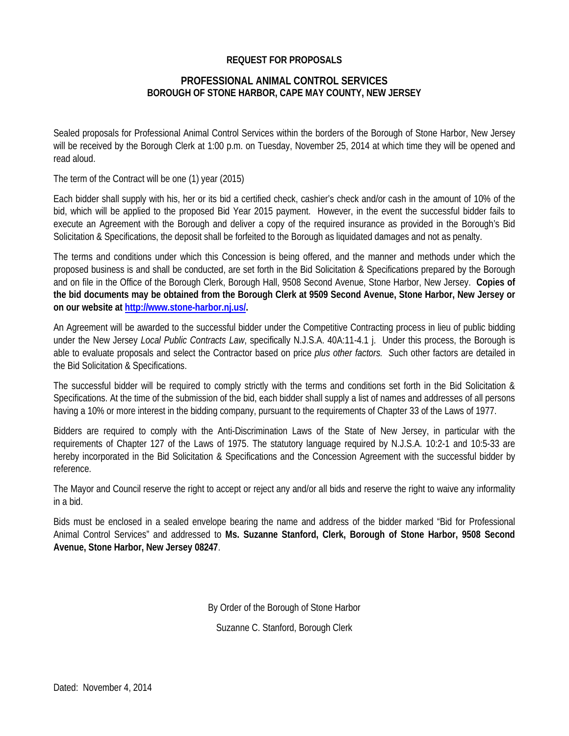**REQUEST FOR PROPOSALS**

**PROFESSIONAL ANIMAL CONTROL SERVICES**
**BOROUGH OF STONE HARBOR, CAPE MAY COUNTY, NEW JERSEY**

Sealed proposals for Professional Animal Control Services within the borders of the Borough of Stone Harbor, New Jersey will be received by the Borough Clerk at 1:00 p.m. on Tuesday, November 25, 2014 at which time they will be opened and read aloud.

The term of the Contract will be one (1) year (2015)

Each bidder shall supply with his, her or its bid a certified check, cashier's check and/or cash in the amount of 10% of the bid, which will be applied to the proposed Bid Year 2015 payment. However, in the event the successful bidder fails to execute an Agreement with the Borough and deliver a copy of the required insurance as provided in the Borough's Bid Solicitation & Specifications, the deposit shall be forfeited to the Borough as liquidated damages and not as penalty.

The terms and conditions under which this Concession is being offered, and the manner and methods under which the proposed business is and shall be conducted, are set forth in the Bid Solicitation & Specifications prepared by the Borough and on file in the Office of the Borough Clerk, Borough Hall, 9508 Second Avenue, Stone Harbor, New Jersey. **Copies of the bid documents may be obtained from the Borough Clerk at 9509 Second Avenue, Stone Harbor, New Jersey or on our website at [http://www.stone-harbor.nj.us/](http://www.stone-harbor.nj.us/).**

An Agreement will be awarded to the successful bidder under the Competitive Contracting process in lieu of public bidding under the New Jersey *Local Public Contracts Law*, specifically N.J.S.A. 40A:11-4.1 j. Under this process, the Borough is able to evaluate proposals and select the Contractor based on price *plus other factors. S*uch other factors are detailed in the Bid Solicitation & Specifications.

The successful bidder will be required to comply strictly with the terms and conditions set forth in the Bid Solicitation & Specifications. At the time of the submission of the bid, each bidder shall supply a list of names and addresses of all persons having a 10% or more interest in the bidding company, pursuant to the requirements of Chapter 33 of the Laws of 1977.

Bidders are required to comply with the Anti-Discrimination Laws of the State of New Jersey, in particular with the requirements of Chapter 127 of the Laws of 1975. The statutory language required by N.J.S.A. 10:2-1 and 10:5-33 are hereby incorporated in the Bid Solicitation & Specifications and the Concession Agreement with the successful bidder by reference.

The Mayor and Council reserve the right to accept or reject any and/or all bids and reserve the right to waive any informality in a bid.

Bids must be enclosed in a sealed envelope bearing the name and address of the bidder marked "Bid for Professional Animal Control Services" and addressed to **Ms. Suzanne Stanford, Clerk, Borough of Stone Harbor, 9508 Second Avenue, Stone Harbor, New Jersey 08247**.

By Order of the Borough of Stone Harbor

Suzanne C. Stanford, Borough Clerk

Dated: November 4, 2014